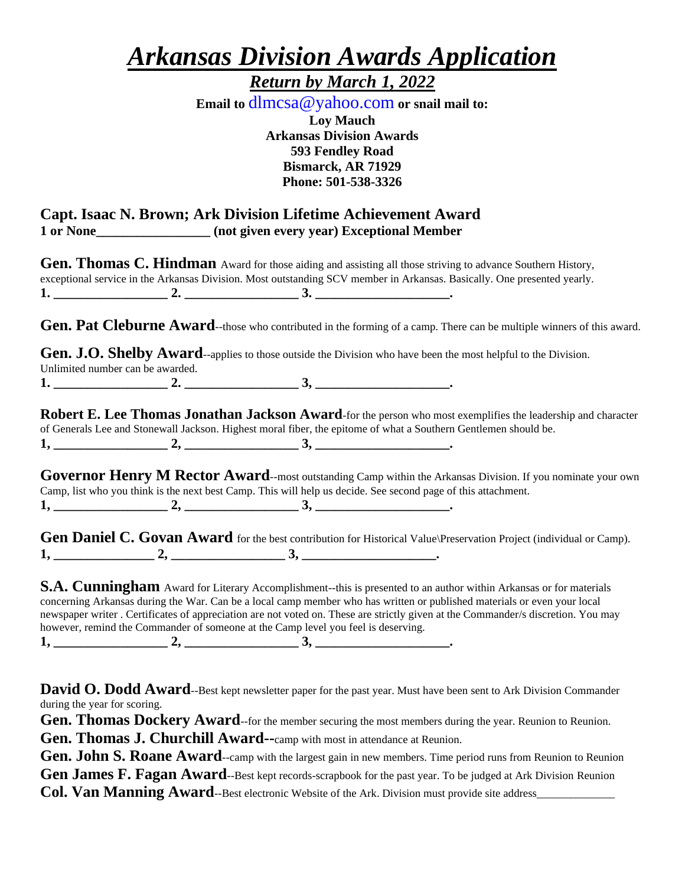# *Arkansas Division Awards Application*

***Return by March 1, 2022***

**Email to** dlmcsa@yahoo.com **or snail mail to:**
**Loy Mauch**
**Arkansas Division Awards**
**593 Fendley Road**
**Bismarck, AR 71929**
**Phone: 501-538-3326**

**Capt. Isaac N. Brown; Ark Division Lifetime Achievement Award**
**1 or None_________________ (not given every year) Exceptional Member**

**Gen. Thomas C. Hindman** Award for those aiding and assisting all those striving to advance Southern History, exceptional service in the Arkansas Division. Most outstanding SCV member in Arkansas. Basically. One presented yearly.
**1. _________________ 2. _________________ 3. ____________________.**

**Gen. Pat Cleburne Award**--those who contributed in the forming of a camp. There can be multiple winners of this award.

**Gen. J.O. Shelby Award**--applies to those outside the Division who have been the most helpful to the Division. Unlimited number can be awarded.
**1. _________________ 2. _________________ 3, ____________________.**

**Robert E. Lee Thomas Jonathan Jackson Award**-for the person who most exemplifies the leadership and character of Generals Lee and Stonewall Jackson. Highest moral fiber, the epitome of what a Southern Gentlemen should be.
**1, _________________ 2, _________________ 3, ____________________.**

**Governor Henry M Rector Award**--most outstanding Camp within the Arkansas Division. If you nominate your own Camp, list who you think is the next best Camp. This will help us decide. See second page of this attachment.
**1, _________________ 2, _________________ 3, ____________________.**

**Gen Daniel C. Govan Award** for the best contribution for Historical Value\Preservation Project (individual or Camp).
**1, _______________ 2, _________________ 3, ____________________.**

**S.A. Cunningham** Award for Literary Accomplishment--this is presented to an author within Arkansas or for materials concerning Arkansas during the War. Can be a local camp member who has written or published materials or even your local newspaper writer . Certificates of appreciation are not voted on. These are strictly given at the Commander/s discretion. You may however, remind the Commander of someone at the Camp level you feel is deserving.
**1, _________________ 2, _________________ 3, ____________________.**

**David O. Dodd Award**--Best kept newsletter paper for the past year. Must have been sent to Ark Division Commander during the year for scoring.
**Gen. Thomas Dockery Award**--for the member securing the most members during the year. Reunion to Reunion.
**Gen. Thomas J. Churchill Award--**camp with most in attendance at Reunion.
**Gen. John S. Roane Award**--camp with the largest gain in new members. Time period runs from Reunion to Reunion
**Gen James F. Fagan Award**--Best kept records-scrapbook for the past year. To be judged at Ark Division Reunion
**Col. Van Manning Award**--Best electronic Website of the Ark. Division must provide site address______________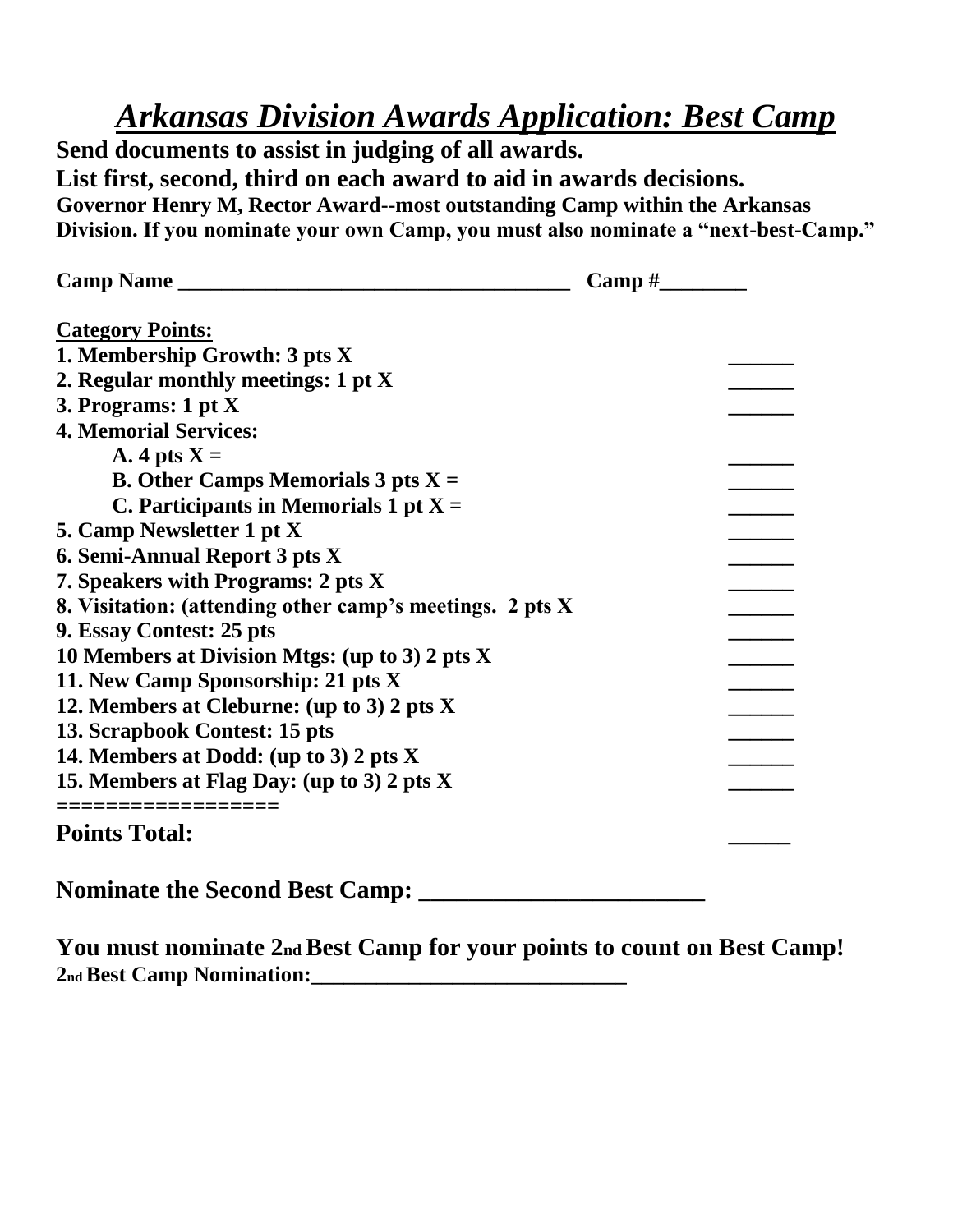# *Arkansas Division Awards Application: Best Camp*

**Send documents to assist in judging of all awards.**

**List first, second, third on each award to aid in awards decisions.**

**Governor Henry M, Rector Award--most outstanding Camp within the Arkansas Division. If you nominate your own Camp, you must also nominate a "next-best-Camp."**

**Camp Name \_\_\_\_\_\_\_\_\_\_\_\_\_\_\_\_\_\_\_\_\_\_\_\_\_\_\_\_\_\_\_\_\_\_\_\_ Camp #\_\_\_\_\_\_\_\_**

**Category Points:**

| | |
|---|---|
| **1. Membership Growth: 3 pts X** | \_\_\_\_\_\_ |
| **2. Regular monthly meetings: 1 pt X** | \_\_\_\_\_\_ |
| **3. Programs: 1 pt X** | \_\_\_\_\_\_ |
| **4. Memorial Services:** | |
| **A. 4 pts X =** | \_\_\_\_\_\_ |
| **B. Other Camps Memorials 3 pts X =** | \_\_\_\_\_\_ |
| **C. Participants in Memorials 1 pt X =** | \_\_\_\_\_\_ |
| **5. Camp Newsletter 1 pt X** | \_\_\_\_\_\_ |
| **6. Semi-Annual Report 3 pts X** | \_\_\_\_\_\_ |
| **7. Speakers with Programs: 2 pts X** | \_\_\_\_\_\_ |
| **8. Visitation: (attending other camp's meetings. 2 pts X** | \_\_\_\_\_\_ |
| **9. Essay Contest: 25 pts** | \_\_\_\_\_\_ |
| **10 Members at Division Mtgs: (up to 3) 2 pts X** | \_\_\_\_\_\_ |
| **11. New Camp Sponsorship: 21 pts X** | \_\_\_\_\_\_ |
| **12. Members at Cleburne: (up to 3) 2 pts X** | \_\_\_\_\_\_ |
| **13. Scrapbook Contest: 15 pts** | \_\_\_\_\_\_ |
| **14. Members at Dodd: (up to 3) 2 pts X** | \_\_\_\_\_\_ |
| **15. Members at Flag Day: (up to 3) 2 pts X** | \_\_\_\_\_\_ |
| **=================** | |
| **Points Total:** | \_\_\_\_\_ |

**Nominate the Second Best Camp: \_\_\_\_\_\_\_\_\_\_\_\_\_\_\_\_\_\_\_\_\_\_\_\_**

**You must nominate 2nd Best Camp for your points to count on Best Camp!**

**2nd Best Camp Nomination:\_\_\_\_\_\_\_\_\_\_\_\_\_\_\_\_\_\_\_\_\_\_\_\_\_\_\_\_**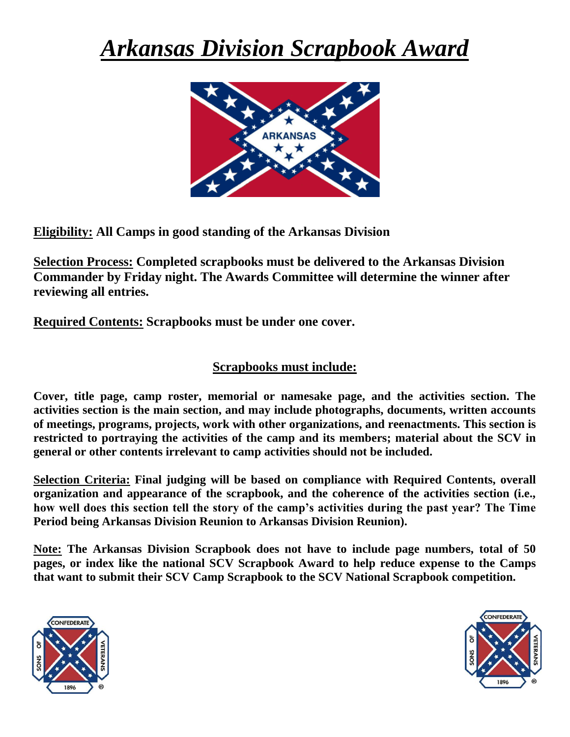# *Arkansas Division Scrapbook Award*

**Eligibility:** **All Camps in good standing of the Arkansas Division**

**Selection Process:** **Completed scrapbooks must be delivered to the Arkansas Division Commander by Friday night. The Awards Committee will determine the winner after reviewing all entries.**

**Required Contents:** **Scrapbooks must be under one cover.**

## Scrapbooks must include:

**Cover, title page, camp roster, memorial or namesake page, and the activities section. The activities section is the main section, and may include photographs, documents, written accounts of meetings, programs, projects, work with other organizations, and reenactments. This section is restricted to portraying the activities of the camp and its members; material about the SCV in general or other contents irrelevant to camp activities should not be included.**

**Selection Criteria:** **Final judging will be based on compliance with Required Contents, overall organization and appearance of the scrapbook, and the coherence of the activities section (i.e., how well does this section tell the story of the camp's activities during the past year? The Time Period being Arkansas Division Reunion to Arkansas Division Reunion).**

**Note:** **The Arkansas Division Scrapbook does not have to include page numbers, total of 50 pages, or index like the national SCV Scrapbook Award to help reduce expense to the Camps that want to submit their SCV Camp Scrapbook to the SCV National Scrapbook competition.**